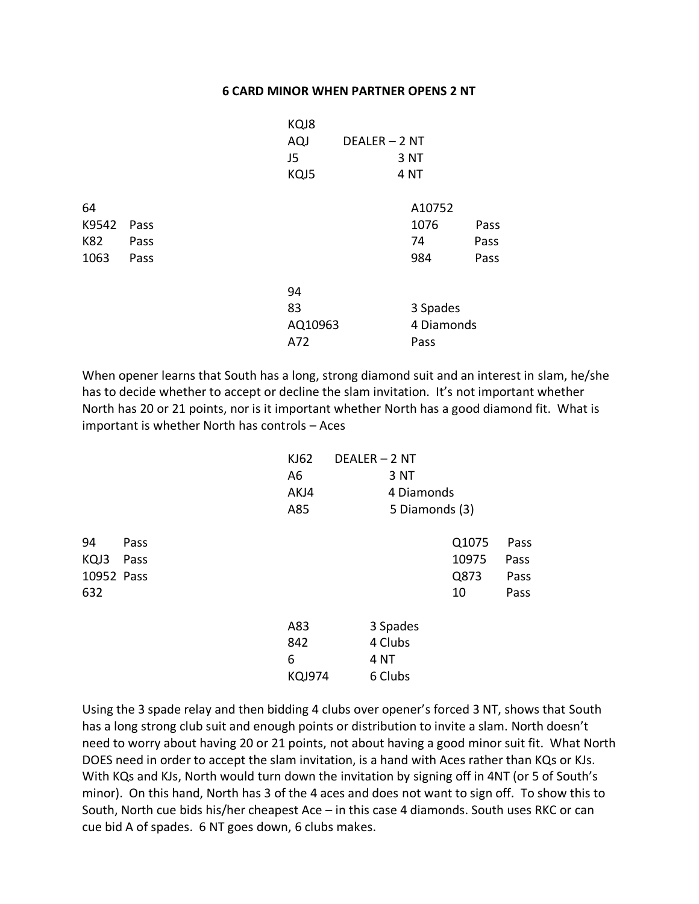**6 CARD MINOR WHEN PARTNER OPENS 2 NT**

```
                         KQJ8
                         AQJ      DEALER – 2 NT
                         J5                3 NT
                         KQJ5              4 NT

64                                        A10752
K9542   Pass                              1076     Pass
K82     Pass                              74       Pass
1063    Pass                              984      Pass

                         94
                         83               3 Spades
                         AQ10963          4 Diamonds
                         A72              Pass
```

When opener learns that South has a long, strong diamond suit and an interest in slam, he/she has to decide whether to accept or decline the slam invitation. It's not important whether North has 20 or 21 points, nor is it important whether North has a good diamond fit. What is important is whether North has controls – Aces

```
                         KJ62    DEALER – 2 NT
                         A6               3 NT
                         AKJ4             4 Diamonds
                         A85              5 Diamonds (3)

94      Pass                                      Q1075    Pass
KQJ3    Pass                                      10975    Pass
10952   Pass                                      Q873     Pass
632                                               10       Pass

                         A83          3 Spades
                         842          4 Clubs
                         6            4 NT
                         KQJ974       6 Clubs
```

Using the 3 spade relay and then bidding 4 clubs over opener's forced 3 NT, shows that South has a long strong club suit and enough points or distribution to invite a slam. North doesn't need to worry about having 20 or 21 points, not about having a good minor suit fit. What North DOES need in order to accept the slam invitation, is a hand with Aces rather than KQs or KJs. With KQs and KJs, North would turn down the invitation by signing off in 4NT (or 5 of South's minor). On this hand, North has 3 of the 4 aces and does not want to sign off. To show this to South, North cue bids his/her cheapest Ace – in this case 4 diamonds. South uses RKC or can cue bid A of spades. 6 NT goes down, 6 clubs makes.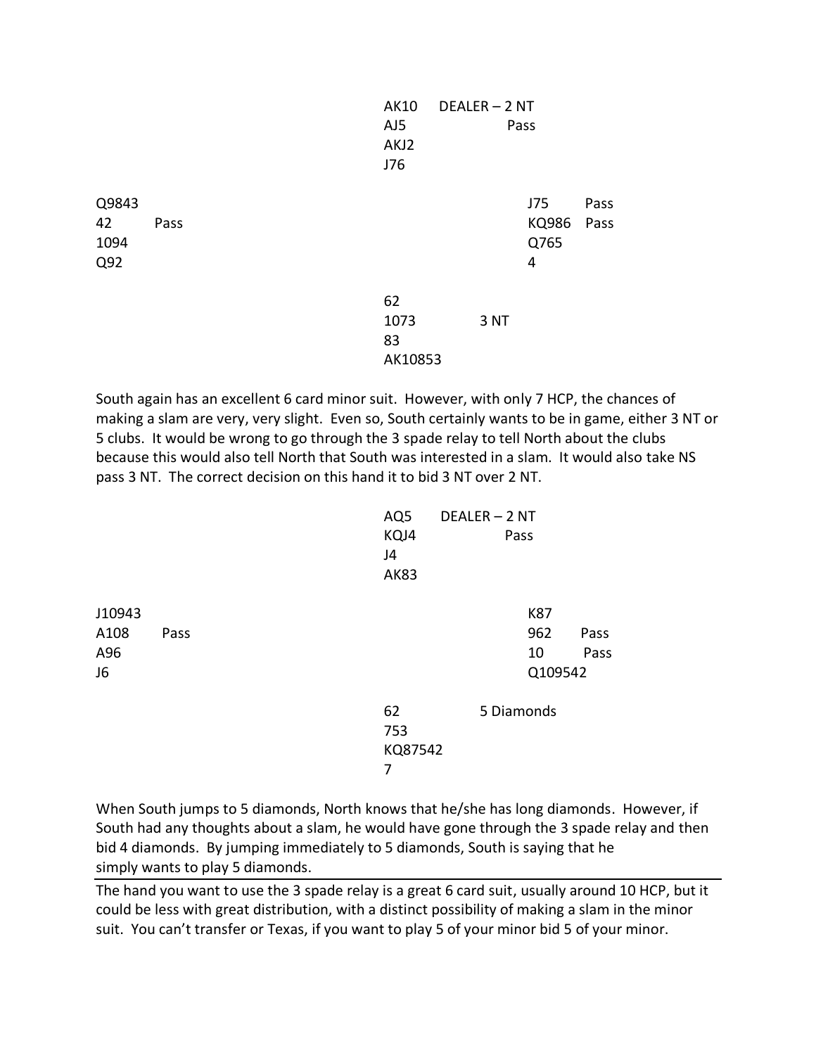```
                    AK10     DEALER – 2 NT
                    AJ5            Pass
                    AKJ2
                    J76

Q9843                               J75      Pass
42       Pass                       KQ986    Pass
1094                                Q765
Q92                                 4

                    62
                    1073       3 NT
                    83
                    AK10853
```

South again has an excellent 6 card minor suit. However, with only 7 HCP, the chances of making a slam are very, very slight. Even so, South certainly wants to be in game, either 3 NT or 5 clubs. It would be wrong to go through the 3 spade relay to tell North about the clubs because this would also tell North that South was interested in a slam. It would also take NS pass 3 NT. The correct decision on this hand it to bid 3 NT over 2 NT.

```
                    AQ5      DEALER – 2 NT
                    KQJ4           Pass
                    J4
                    AK83

J10943                              K87
A108     Pass                       962      Pass
A96                                 10       Pass
J6                                  Q109542

                    62          5 Diamonds
                    753
                    KQ87542
                    7
```

When South jumps to 5 diamonds, North knows that he/she has long diamonds. However, if South had any thoughts about a slam, he would have gone through the 3 spade relay and then bid 4 diamonds. By jumping immediately to 5 diamonds, South is saying that he simply wants to play 5 diamonds.

---

The hand you want to use the 3 spade relay is a great 6 card suit, usually around 10 HCP, but it could be less with great distribution, with a distinct possibility of making a slam in the minor suit. You can't transfer or Texas, if you want to play 5 of your minor bid 5 of your minor.